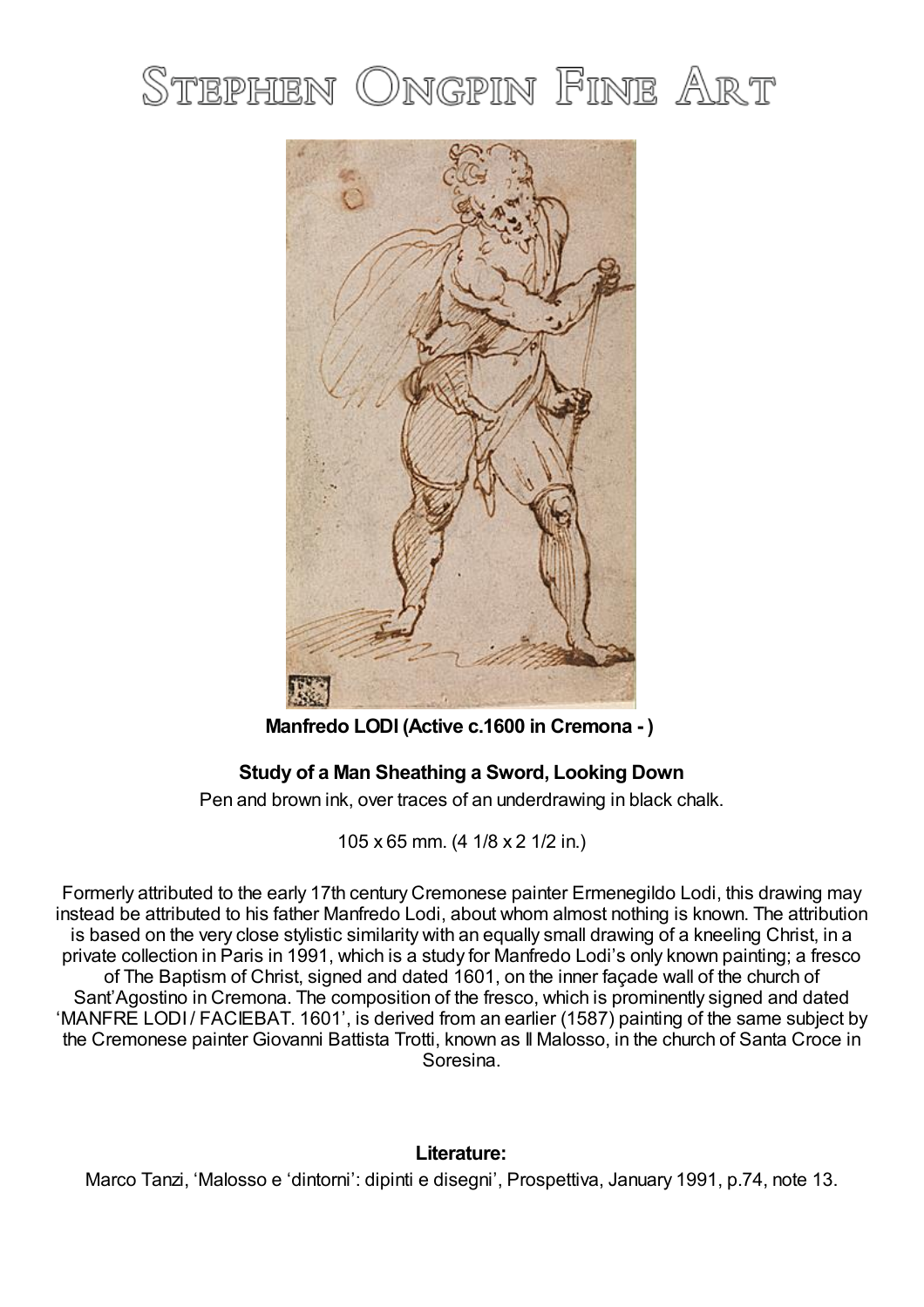# Stephen Ongpin Fine Art

**Manfredo LODI (Active c.1600 in Cremona - )**

**Study of a Man Sheathing a Sword, Looking Down**

Pen and brown ink, over traces of an underdrawing in black chalk.

105 x 65 mm. (4 1/8 x 2 1/2 in.)

Formerly attributed to the early 17th century Cremonese painter Ermenegildo Lodi, this drawing may instead be attributed to his father Manfredo Lodi, about whom almost nothing is known. The attribution is based on the very close stylistic similarity with an equally small drawing of a kneeling Christ, in a private collection in Paris in 1991, which is a study for Manfredo Lodi's only known painting; a fresco of The Baptism of Christ, signed and dated 1601, on the inner façade wall of the church of Sant'Agostino in Cremona. The composition of the fresco, which is prominently signed and dated 'MANFRE LODI / FACIEBAT. 1601', is derived from an earlier (1587) painting of the same subject by the Cremonese painter Giovanni Battista Trotti, known as Il Malosso, in the church of Santa Croce in Soresina.

**Literature:**

Marco Tanzi, 'Malosso e 'dintorni': dipinti e disegni', Prospettiva, January 1991, p.74, note 13.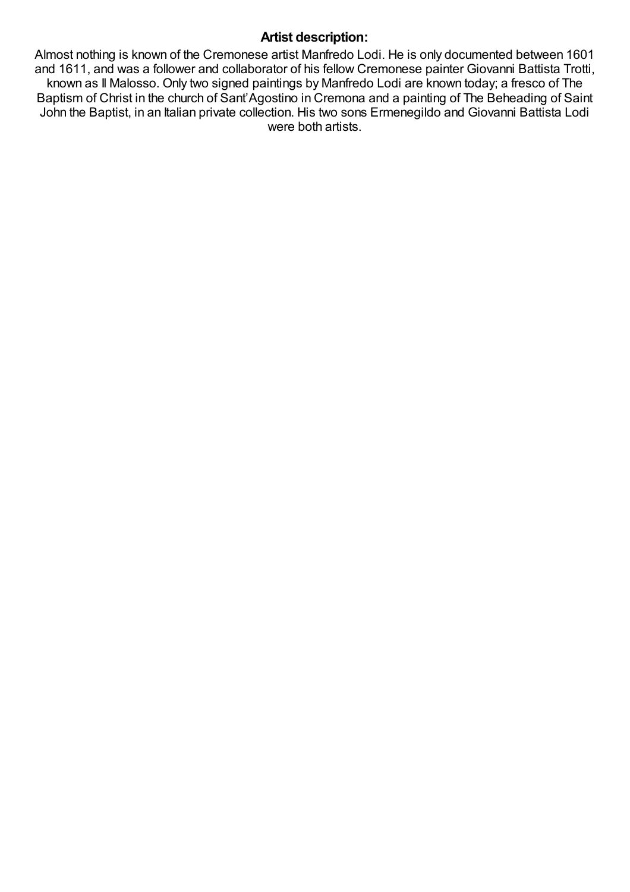**Artist description:**

Almost nothing is known of the Cremonese artist Manfredo Lodi. He is only documented between 1601 and 1611, and was a follower and collaborator of his fellow Cremonese painter Giovanni Battista Trotti, known as Il Malosso. Only two signed paintings by Manfredo Lodi are known today; a fresco of The Baptism of Christ in the church of Sant'Agostino in Cremona and a painting of The Beheading of Saint John the Baptist, in an Italian private collection. His two sons Ermenegildo and Giovanni Battista Lodi were both artists.